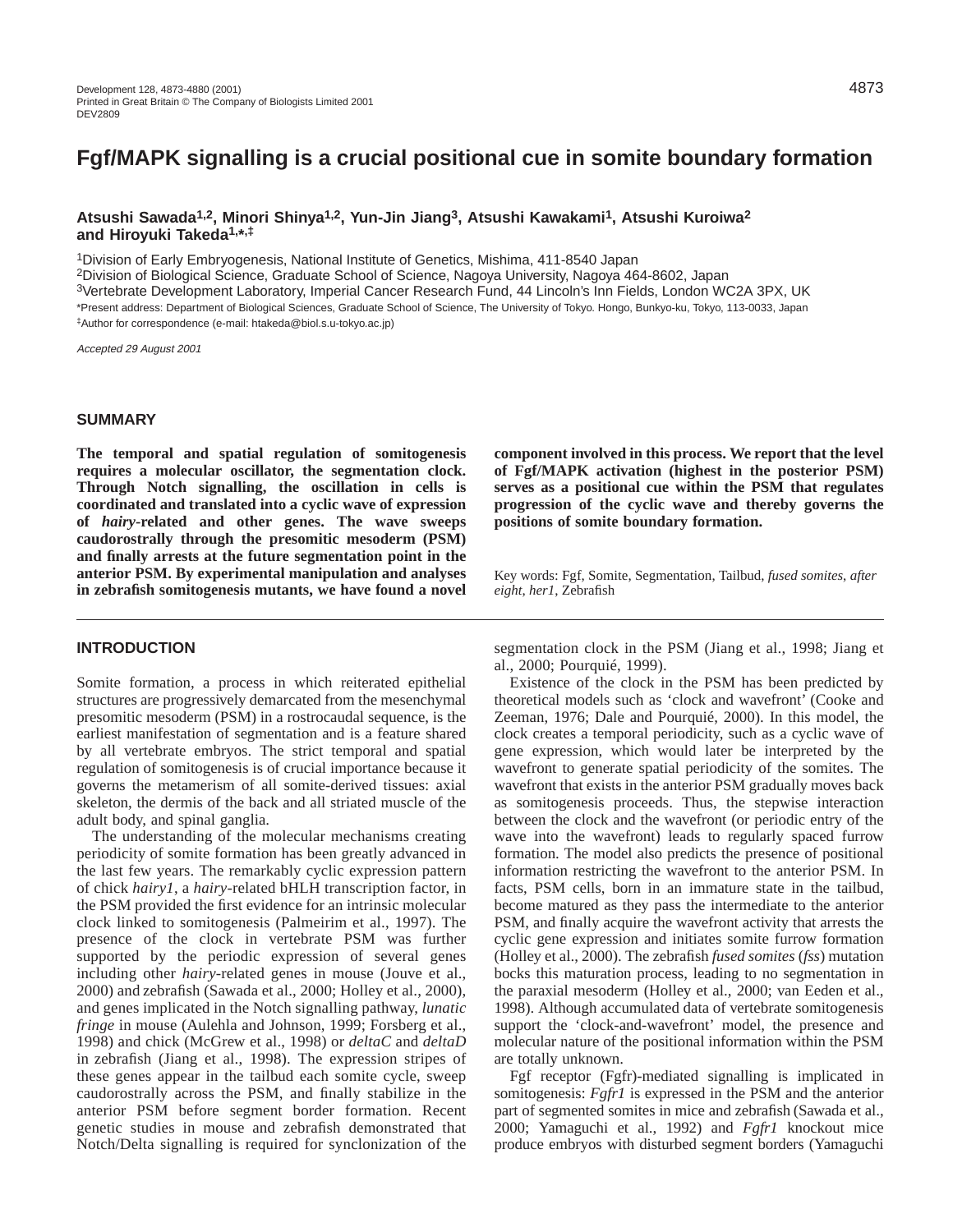# Fgf/MAPK signalling is a crucial positional cue in somite boundary formation

**Atsushi Sawada[1,2], Minori Shinya[1,2], Yun-Jin Jiang[3], Atsushi Kawakami[1], Atsushi Kuroiwa[2] and Hiroyuki Takeda[1,*,‡]**

[1]Division of Early Embryogenesis, National Institute of Genetics, Mishima, 411-8540 Japan
[2]Division of Biological Science, Graduate School of Science, Nagoya University, Nagoya 464-8602, Japan
[3]Vertebrate Development Laboratory, Imperial Cancer Research Fund, 44 Lincoln's Inn Fields, London WC2A 3PX, UK
*Present address: Department of Biological Sciences, Graduate School of Science, The University of Tokyo. Hongo, Bunkyo-ku, Tokyo, 113-0033, Japan
‡Author for correspondence (e-mail: htakeda@biol.s.u-tokyo.ac.jp)

*Accepted 29 August 2001*

## SUMMARY

**The temporal and spatial regulation of somitogenesis requires a molecular oscillator, the segmentation clock. Through Notch signalling, the oscillation in cells is coordinated and translated into a cyclic wave of expression of *hairy*-related and other genes. The wave sweeps caudorostrally through the presomitic mesoderm (PSM) and finally arrests at the future segmentation point in the anterior PSM. By experimental manipulation and analyses in zebrafish somitogenesis mutants, we have found a novel component involved in this process. We report that the level of Fgf/MAPK activation (highest in the posterior PSM) serves as a positional cue within the PSM that regulates progression of the cyclic wave and thereby governs the positions of somite boundary formation.**

Key words: Fgf, Somite, Segmentation, Tailbud, *fused somites*, *after eight*, *her1*, Zebrafish

## INTRODUCTION

Somite formation, a process in which reiterated epithelial structures are progressively demarcated from the mesenchymal presomitic mesoderm (PSM) in a rostrocaudal sequence, is the earliest manifestation of segmentation and is a feature shared by all vertebrate embryos. The strict temporal and spatial regulation of somitogenesis is of crucial importance because it governs the metamerism of all somite-derived tissues: axial skeleton, the dermis of the back and all striated muscle of the adult body, and spinal ganglia.

The understanding of the molecular mechanisms creating periodicity of somite formation has been greatly advanced in the last few years. The remarkably cyclic expression pattern of chick *hairy1*, a *hairy*-related bHLH transcription factor, in the PSM provided the first evidence for an intrinsic molecular clock linked to somitogenesis (Palmeirim et al., 1997). The presence of the clock in vertebrate PSM was further supported by the periodic expression of several genes including other *hairy*-related genes in mouse (Jouve et al., 2000) and zebrafish (Sawada et al., 2000; Holley et al., 2000), and genes implicated in the Notch signalling pathway, *lunatic fringe* in mouse (Aulehla and Johnson, 1999; Forsberg et al., 1998) and chick (McGrew et al., 1998) or *deltaC* and *deltaD* in zebrafish (Jiang et al., 1998). The expression stripes of these genes appear in the tailbud each somite cycle, sweep caudorostrally across the PSM, and finally stabilize in the anterior PSM before segment border formation. Recent genetic studies in mouse and zebrafish demonstrated that Notch/Delta signalling is required for synclonization of the segmentation clock in the PSM (Jiang et al., 1998; Jiang et al., 2000; Pourquié, 1999).

Existence of the clock in the PSM has been predicted by theoretical models such as 'clock and wavefront' (Cooke and Zeeman, 1976; Dale and Pourquié, 2000). In this model, the clock creates a temporal periodicity, such as a cyclic wave of gene expression, which would later be interpreted by the wavefront to generate spatial periodicity of the somites. The wavefront that exists in the anterior PSM gradually moves back as somitogenesis proceeds. Thus, the stepwise interaction between the clock and the wavefront (or periodic entry of the wave into the wavefront) leads to regularly spaced furrow formation. The model also predicts the presence of positional information restricting the wavefront to the anterior PSM. In facts, PSM cells, born in an immature state in the tailbud, become matured as they pass the intermediate to the anterior PSM, and finally acquire the wavefront activity that arrests the cyclic gene expression and initiates somite furrow formation (Holley et al., 2000). The zebrafish *fused somites* (*fss*) mutation bocks this maturation process, leading to no segmentation in the paraxial mesoderm (Holley et al., 2000; van Eeden et al., 1998). Although accumulated data of vertebrate somitogenesis support the 'clock-and-wavefront' model, the presence and molecular nature of the positional information within the PSM are totally unknown.

Fgf receptor (Fgfr)-mediated signalling is implicated in somitogenesis: *Fgfr1* is expressed in the PSM and the anterior part of segmented somites in mice and zebrafish (Sawada et al., 2000; Yamaguchi et al., 1992) and *Fgfr1* knockout mice produce embryos with disturbed segment borders (Yamaguchi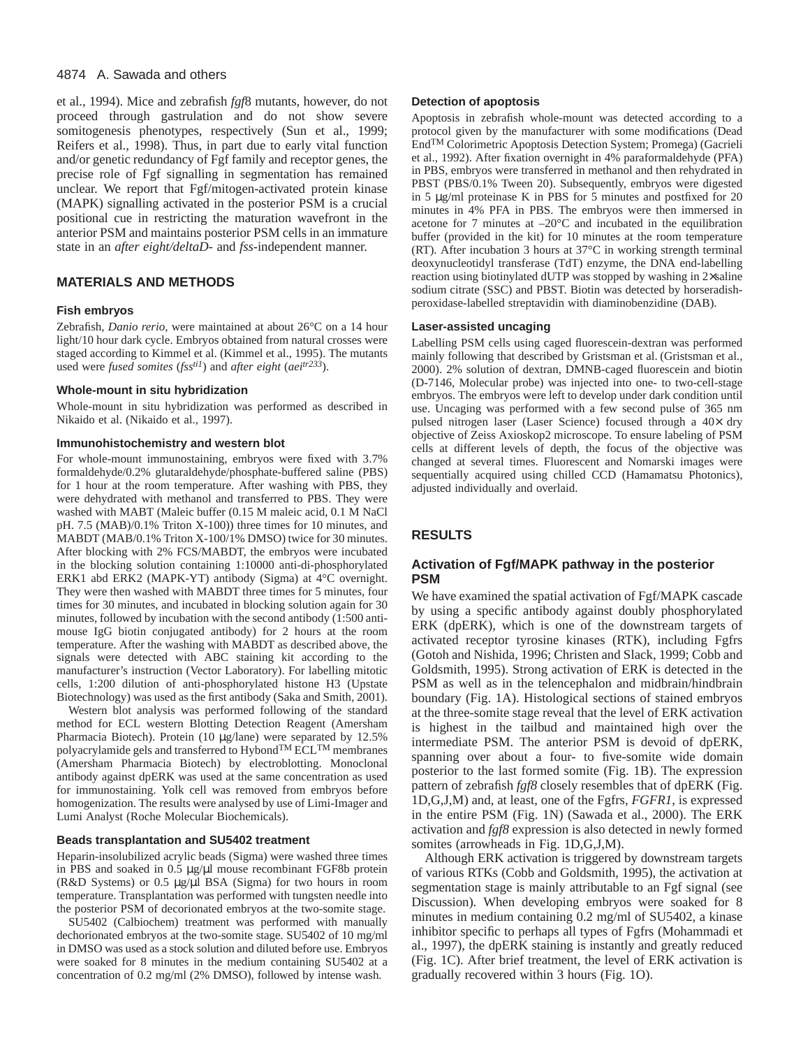et al., 1994). Mice and zebrafish *fgf8* mutants, however, do not proceed through gastrulation and do not show severe somitogenesis phenotypes, respectively (Sun et al., 1999; Reifers et al., 1998). Thus, in part due to early vital function and/or genetic redundancy of Fgf family and receptor genes, the precise role of Fgf signalling in segmentation has remained unclear. We report that Fgf/mitogen-activated protein kinase (MAPK) signalling activated in the posterior PSM is a crucial positional cue in restricting the maturation wavefront in the anterior PSM and maintains posterior PSM cells in an immature state in an *after eight/deltaD*- and *fss*-independent manner.

## MATERIALS AND METHODS

### Fish embryos

Zebrafish, *Danio rerio*, were maintained at about 26°C on a 14 hour light/10 hour dark cycle. Embryos obtained from natural crosses were staged according to Kimmel et al. (Kimmel et al., 1995). The mutants used were *fused somites* (*fss*$^{ti1}$) and *after eight* (*aei*$^{tr233}$).

### Whole-mount in situ hybridization

Whole-mount in situ hybridization was performed as described in Nikaido et al. (Nikaido et al., 1997).

### Immunohistochemistry and western blot

For whole-mount immunostaining, embryos were fixed with 3.7% formaldehyde/0.2% glutaraldehyde/phosphate-buffered saline (PBS) for 1 hour at the room temperature. After washing with PBS, they were dehydrated with methanol and transferred to PBS. They were washed with MABT (Maleic buffer (0.15 M maleic acid, 0.1 M NaCl pH. 7.5 (MAB)/0.1% Triton X-100)) three times for 10 minutes, and MABDT (MAB/0.1% Triton X-100/1% DMSO) twice for 30 minutes. After blocking with 2% FCS/MABDT, the embryos were incubated in the blocking solution containing 1:10000 anti-di-phosphorylated ERK1 abd ERK2 (MAPK-YT) antibody (Sigma) at 4°C overnight. They were then washed with MABDT three times for 5 minutes, four times for 30 minutes, and incubated in blocking solution again for 30 minutes, followed by incubation with the second antibody (1:500 anti-mouse IgG biotin conjugated antibody) for 2 hours at the room temperature. After the washing with MABDT as described above, the signals were detected with ABC staining kit according to the manufacturer's instruction (Vector Laboratory). For labelling mitotic cells, 1:200 dilution of anti-phosphorylated histone H3 (Upstate Biotechnology) was used as the first antibody (Saka and Smith, 2001).

Western blot analysis was performed following of the standard method for ECL western Blotting Detection Reagent (Amersham Pharmacia Biotech). Protein (10 μg/lane) were separated by 12.5% polyacrylamide gels and transferred to Hybond™ ECL™ membranes (Amersham Pharmacia Biotech) by electroblotting. Monoclonal antibody against dpERK was used at the same concentration as used for immunostaining. Yolk cell was removed from embryos before homogenization. The results were analysed by use of Limi-Imager and Lumi Analyst (Roche Molecular Biochemicals).

### Beads transplantation and SU5402 treatment

Heparin-insolubilized acrylic beads (Sigma) were washed three times in PBS and soaked in 0.5 μg/μl mouse recombinant FGF8b protein (R&D Systems) or 0.5 μg/μl BSA (Sigma) for two hours in room temperature. Transplantation was performed with tungsten needle into the posterior PSM of decorionated embryos at the two-somite stage.

SU5402 (Calbiochem) treatment was performed with manually dechorionated embryos at the two-somite stage. SU5402 of 10 mg/ml in DMSO was used as a stock solution and diluted before use. Embryos were soaked for 8 minutes in the medium containing SU5402 at a concentration of 0.2 mg/ml (2% DMSO), followed by intense wash.

### Detection of apoptosis

Apoptosis in zebrafish whole-mount was detected according to a protocol given by the manufacturer with some modifications (Dead End™ Colorimetric Apoptosis Detection System; Promega) (Gacrieli et al., 1992). After fixation overnight in 4% paraformaldehyde (PFA) in PBS, embryos were transferred in methanol and then rehydrated in PBST (PBS/0.1% Tween 20). Subsequently, embryos were digested in 5 μg/ml proteinase K in PBS for 5 minutes and postfixed for 20 minutes in 4% PFA in PBS. The embryos were then immersed in acetone for 7 minutes at –20°C and incubated in the equilibration buffer (provided in the kit) for 10 minutes at the room temperature (RT). After incubation 3 hours at 37°C in working strength terminal deoxynucleotidyl transferase (TdT) enzyme, the DNA end-labelling reaction using biotinylated dUTP was stopped by washing in 2× saline sodium citrate (SSC) and PBST. Biotin was detected by horseradish-peroxidase-labelled streptavidin with diaminobenzidine (DAB).

### Laser-assisted uncaging

Labelling PSM cells using caged fluorescein-dextran was performed mainly following that described by Gristsman et al. (Gristsman et al., 2000). 2% solution of dextran, DMNB-caged fluorescein and biotin (D-7146, Molecular probe) was injected into one- to two-cell-stage embryos. The embryos were left to develop under dark condition until use. Uncaging was performed with a few second pulse of 365 nm pulsed nitrogen laser (Laser Science) focused through a 40× dry objective of Zeiss Axioskop2 microscope. To ensure labeling of PSM cells at different levels of depth, the focus of the objective was changed at several times. Fluorescent and Nomarski images were sequentially acquired using chilled CCD (Hamamatsu Photonics), adjusted individually and overlaid.

## RESULTS

### Activation of Fgf/MAPK pathway in the posterior PSM

We have examined the spatial activation of Fgf/MAPK cascade by using a specific antibody against doubly phosphorylated ERK (dpERK), which is one of the downstream targets of activated receptor tyrosine kinases (RTK), including Fgfrs (Gotoh and Nishida, 1996; Christen and Slack, 1999; Cobb and Goldsmith, 1995). Strong activation of ERK is detected in the PSM as well as in the telencephalon and midbrain/hindbrain boundary (Fig. 1A). Histological sections of stained embryos at the three-somite stage reveal that the level of ERK activation is highest in the tailbud and maintained high over the intermediate PSM. The anterior PSM is devoid of dpERK, spanning over about a four- to five-somite wide domain posterior to the last formed somite (Fig. 1B). The expression pattern of zebrafish *fgf8* closely resembles that of dpERK (Fig. 1D,G,J,M) and, at least, one of the Fgfrs, *FGFR1*, is expressed in the entire PSM (Fig. 1N) (Sawada et al., 2000). The ERK activation and *fgf8* expression is also detected in newly formed somites (arrowheads in Fig. 1D,G,J,M).

Although ERK activation is triggered by downstream targets of various RTKs (Cobb and Goldsmith, 1995), the activation at segmentation stage is mainly attributable to an Fgf signal (see Discussion). When developing embryos were soaked for 8 minutes in medium containing 0.2 mg/ml of SU5402, a kinase inhibitor specific to perhaps all types of Fgfrs (Mohammadi et al., 1997), the dpERK staining is instantly and greatly reduced (Fig. 1C). After brief treatment, the level of ERK activation is gradually recovered within 3 hours (Fig. 1O).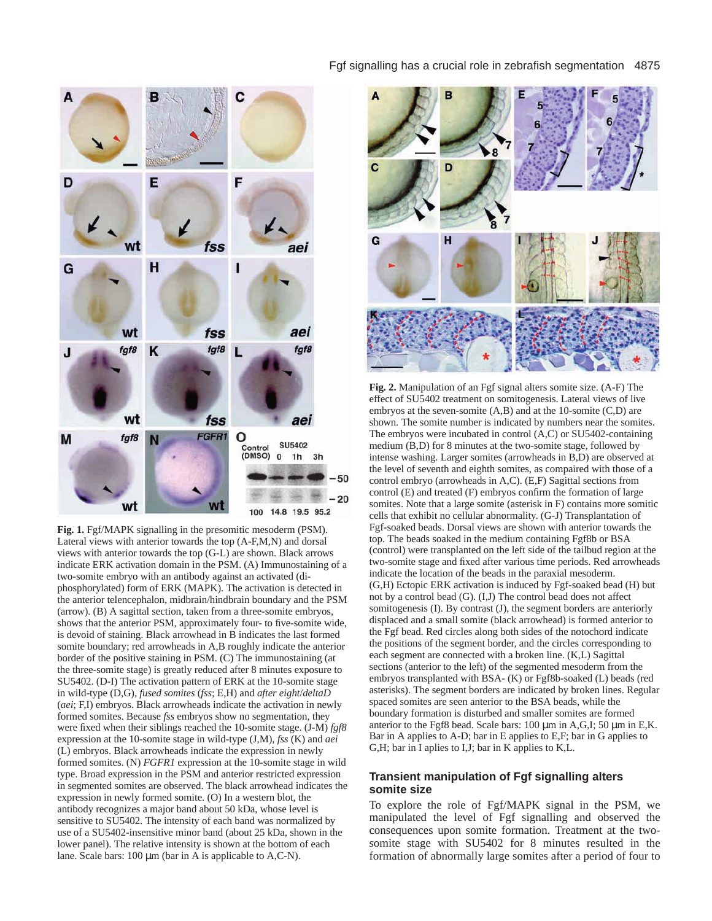**Fig. 1.** Fgf/MAPK signalling in the presomitic mesoderm (PSM). Lateral views with anterior towards the top (A-F,M,N) and dorsal views with anterior towards the top (G-L) are shown. Black arrows indicate ERK activation domain in the PSM. (A) Immunostaining of a two-somite embryo with an antibody against an activated (di-phosphorylated) form of ERK (MAPK). The activation is detected in the anterior telencephalon, midbrain/hindbrain boundary and the PSM (arrow). (B) A sagittal section, taken from a three-somite embryos, shows that the anterior PSM, approximately four- to five-somite wide, is devoid of staining. Black arrowhead in B indicates the last formed somite boundary; red arrowheads in A,B roughly indicate the anterior border of the positive staining in PSM. (C) The immunostaining (at the three-somite stage) is greatly reduced after 8 minutes exposure to SU5402. (D-I) The activation pattern of ERK at the 10-somite stage in wild-type (D,G), *fused somites* (*fss*; E,H) and *after eight*/*deltaD* (*aei*; F,I) embryos. Black arrowheads indicate the activation in newly formed somites. Because *fss* embryos show no segmentation, they were fixed when their siblings reached the 10-somite stage. (J-M) *fgf8* expression at the 10-somite stage in wild-type (J,M), *fss* (K) and *aei* (L) embryos. Black arrowheads indicate the expression in newly formed somites. (N) *FGFR1* expression at the 10-somite stage in wild type. Broad expression in the PSM and anterior restricted expression in segmented somites are observed. The black arrowhead indicates the expression in newly formed somite. (O) In a western blot, the antibody recognizes a major band about 50 kDa, whose level is sensitive to SU5402. The intensity of each band was normalized by use of a SU5402-insensitive minor band (about 25 kDa, shown in the lower panel). The relative intensity is shown at the bottom of each lane. Scale bars: 100 μm (bar in A is applicable to A,C-N).

**Fig. 2.** Manipulation of an Fgf signal alters somite size. (A-F) The effect of SU5402 treatment on somitogenesis. Lateral views of live embryos at the seven-somite (A,B) and at the 10-somite (C,D) are shown. The somite number is indicated by numbers near the somites. The embryos were incubated in control (A,C) or SU5402-containing medium (B,D) for 8 minutes at the two-somite stage, followed by intense washing. Larger somites (arrowheads in B,D) are observed at the level of seventh and eighth somites, as compaired with those of a control embryo (arrowheads in A,C). (E,F) Sagittal sections from control (E) and treated (F) embryos confirm the formation of large somites. Note that a large somite (asterisk in F) contains more somitic cells that exhibit no cellular abnormality. (G-J) Transplantation of Fgf-soaked beads. Dorsal views are shown with anterior towards the top. The beads soaked in the medium containing Fgf8b or BSA (control) were transplanted on the left side of the tailbud region at the two-somite stage and fixed after various time periods. Red arrowheads indicate the location of the beads in the paraxial mesoderm. (G,H) Ectopic ERK activation is induced by Fgf-soaked bead (H) but not by a control bead (G). (I,J) The control bead does not affect somitogenesis (I). By contrast (J), the segment borders are anteriorly displaced and a small somite (black arrowhead) is formed anterior to the Fgf bead. Red circles along both sides of the notochord indicate the positions of the segment border, and the circles corresponding to each segment are connected with a broken line. (K,L) Sagittal sections (anterior to the left) of the segmented mesoderm from the embryos transplanted with BSA- (K) or Fgf8b-soaked (L) beads (red asterisks). The segment borders are indicated by broken lines. Regular spaced somites are seen anterior to the BSA beads, while the boundary formation is disturbed and smaller somites are formed anterior to the Fgf8 bead. Scale bars: 100 μm in A,G,I; 50 μm in E,K. Bar in A applies to A-D; bar in E applies to E,F; bar in G applies to G,H; bar in I aplies to I,J; bar in K applies to K,L.

## Transient manipulation of Fgf signalling alters somite size

To explore the role of Fgf/MAPK signal in the PSM, we manipulated the level of Fgf signalling and observed the consequences upon somite formation. Treatment at the two-somite stage with SU5402 for 8 minutes resulted in the formation of abnormally large somites after a period of four to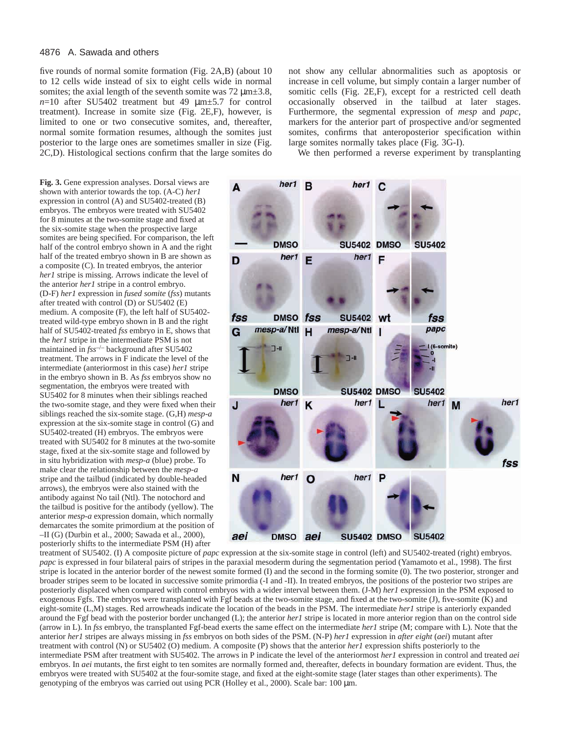five rounds of normal somite formation (Fig. 2A,B) (about 10 to 12 cells wide instead of six to eight cells wide in normal somites; the axial length of the seventh somite was 72 μm±3.8, *n*=10 after SU5402 treatment but 49 μm±5.7 for control treatment). Increase in somite size (Fig. 2E,F), however, is limited to one or two consecutive somites, and, thereafter, normal somite formation resumes, although the somites just posterior to the large ones are sometimes smaller in size (Fig. 2C,D). Histological sections confirm that the large somites do not show any cellular abnormalities such as apoptosis or increase in cell volume, but simply contain a larger number of somitic cells (Fig. 2E,F), except for a restricted cell death occasionally observed in the tailbud at later stages. Furthermore, the segmental expression of *mesp* and *papc*, markers for the anterior part of prospective and/or segmented somites, confirms that anteroposterior specification within large somites normally takes place (Fig. 3G-I).

We then performed a reverse experiment by transplanting

**Fig. 3.** Gene expression analyses. Dorsal views are shown with anterior towards the top. (A-C) *her1* expression in control (A) and SU5402-treated (B) embryos. The embryos were treated with SU5402 for 8 minutes at the two-somite stage and fixed at the six-somite stage when the prospective large somites are being specified. For comparison, the left half of the control embryo shown in A and the right half of the treated embryo shown in B are shown as a composite (C). In treated embryos, the anterior *her1* stripe is missing. Arrows indicate the level of the anterior *her1* stripe in a control embryo. (D-F) *her1* expression in *fused somite* (*fss*) mutants after treated with control (D) or SU5402 (E) medium. A composite (F), the left half of SU5402-treated wild-type embryo shown in B and the right half of SU5402-treated *fss* embryo in E, shows that the *her1* stripe in the intermediate PSM is not maintained in *fss*$^{-/-}$ background after SU5402 treatment. The arrows in F indicate the level of the intermediate (anteriormost in this case) *her1* stripe in the embryo shown in B. As *fss* embryos show no segmentation, the embryos were treated with SU5402 for 8 minutes when their siblings reached the two-somite stage, and they were fixed when their siblings reached the six-somite stage. (G,H) *mesp-a* expression at the six-somite stage in control (G) and SU5402-treated (H) embryos. The embryos were treated with SU5402 for 8 minutes at the two-somite stage, fixed at the six-somite stage and followed by in situ hybridization with *mesp-a* (blue) probe. To make clear the relationship between the *mesp-a* stripe and the tailbud (indicated by double-headed arrows), the embryos were also stained with the antibody against No tail (Ntl). The notochord and the tailbud is positive for the antibody (yellow). The anterior *mesp-a* expression domain, which normally demarcates the somite primordium at the position of –II (G) (Durbin et al., 2000; Sawada et al., 2000), posteriorly shifts to the intermediate PSM (H) after treatment of SU5402. (I) A composite picture of *papc* expression at the six-somite stage in control (left) and SU5402-treated (right) embryos. *papc* is expressed in four bilateral pairs of stripes in the paraxial mesoderm during the segmentation period (Yamamoto et al., 1998). The first stripe is located in the anterior border of the newest somite formed (I) and the second in the forming somite (0). The two posterior, stronger and broader stripes seem to be located in successive somite primordia (-I and -II). In treated embryos, the positions of the posterior two stripes are posteriorly displaced when compared with control embryos with a wider interval between them. (J-M) *her1* expression in the PSM exposed to exogenous Fgfs. The embryos were transplanted with Fgf beads at the two-somite stage, and fixed at the two-somite (J), five-somite (K) and eight-somite (L,M) stages. Red arrowheads indicate the location of the beads in the PSM. The intermediate *her1* stripe is anteriorly expanded around the Fgf bead with the posterior border unchanged (L); the anterior *her1* stripe is located in more anterior region than on the control side (arrow in L). In *fss* embryo, the transplanted Fgf-bead exerts the same effect on the intermediate *her1* stripe (M; compare with L). Note that the anterior *her1* stripes are always missing in *fss* embryos on both sides of the PSM. (N-P) *her1* expression in *after eight* (*aei*) mutant after treatment with control (N) or SU5402 (O) medium. A composite (P) shows that the anterior *her1* expression shifts posteriorly to the intermediate PSM after treatment with SU5402. The arrows in P indicate the level of the anteriormost *her1* expression in control and treated *aei* embryos. In *aei* mutants, the first eight to ten somites are normally formed and, thereafter, defects in boundary formation are evident. Thus, the embryos were treated with SU5402 at the four-somite stage, and fixed at the eight-somite stage (later stages than other experiments). The genotyping of the embryos was carried out using PCR (Holley et al., 2000). Scale bar: 100 μm.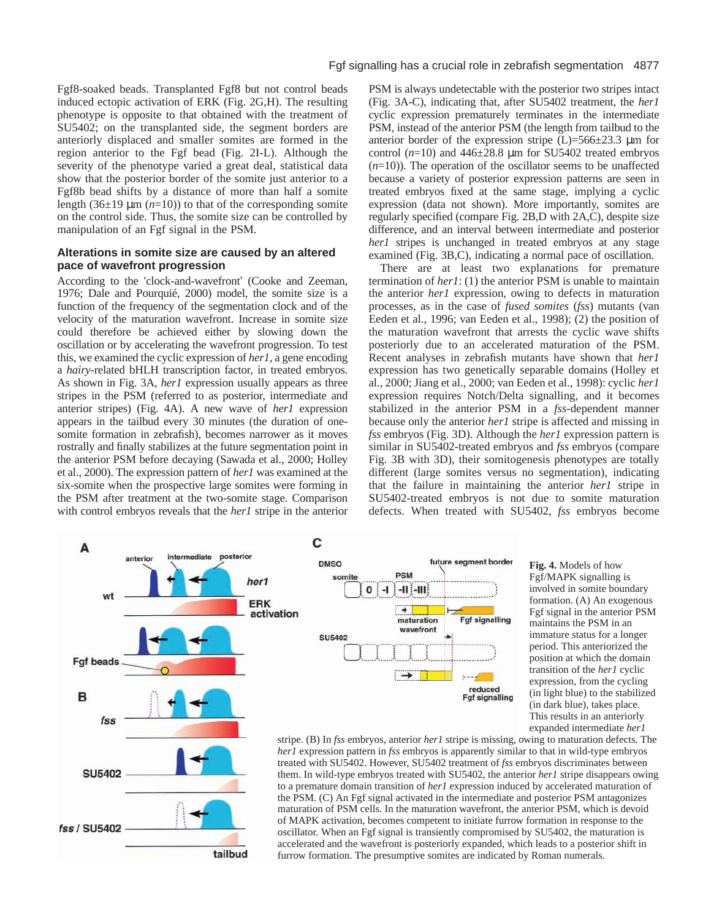Fgf8-soaked beads. Transplanted Fgf8 but not control beads induced ectopic activation of ERK (Fig. 2G,H). The resulting phenotype is opposite to that obtained with the treatment of SU5402; on the transplanted side, the segment borders are anteriorly displaced and smaller somites are formed in the region anterior to the Fgf bead (Fig. 2I-L). Although the severity of the phenotype varied a great deal, statistical data show that the posterior border of the somite just anterior to a Fgf8b bead shifts by a distance of more than half a somite length (36±19 μm ($n$=10)) to that of the corresponding somite on the control side. Thus, the somite size can be controlled by manipulation of an Fgf signal in the PSM.

### Alterations in somite size are caused by an altered pace of wavefront progression

According to the 'clock-and-wavefront' (Cooke and Zeeman, 1976; Dale and Pourquié, 2000) model, the somite size is a function of the frequency of the segmentation clock and of the velocity of the maturation wavefront. Increase in somite size could therefore be achieved either by slowing down the oscillation or by accelerating the wavefront progression. To test this, we examined the cyclic expression of *her1*, a gene encoding a *hairy*-related bHLH transcription factor, in treated embryos. As shown in Fig. 3A, *her1* expression usually appears as three stripes in the PSM (referred to as posterior, intermediate and anterior stripes) (Fig. 4A). A new wave of *her1* expression appears in the tailbud every 30 minutes (the duration of one-somite formation in zebrafish), becomes narrower as it moves rostrally and finally stabilizes at the future segmentation point in the anterior PSM before decaying (Sawada et al., 2000; Holley et al., 2000). The expression pattern of *her1* was examined at the six-somite when the prospective large somites were forming in the PSM after treatment at the two-somite stage. Comparison with control embryos reveals that the *her1* stripe in the anterior PSM is always undetectable with the posterior two stripes intact (Fig. 3A-C), indicating that, after SU5402 treatment, the *her1* cyclic expression prematurely terminates in the intermediate PSM, instead of the anterior PSM (the length from tailbud to the anterior border of the expression stripe (L)=566±23.3 μm for control ($n$=10) and 446±28.8 μm for SU5402 treated embryos ($n$=10)). The operation of the oscillator seems to be unaffected because a variety of posterior expression patterns are seen in treated embryos fixed at the same stage, implying a cyclic expression (data not shown). More importantly, somites are regularly specified (compare Fig. 2B,D with 2A,C), despite size difference, and an interval between intermediate and posterior *her1* stripes is unchanged in treated embryos at any stage examined (Fig. 3B,C), indicating a normal pace of oscillation.

There are at least two explanations for premature termination of *her1*: (1) the anterior PSM is unable to maintain the anterior *her1* expression, owing to defects in maturation processes, as in the case of *fused somites* (*fss*) mutants (van Eeden et al., 1996; van Eeden et al., 1998); (2) the position of the maturation wavefront that arrests the cyclic wave shifts posteriorly due to an accelerated maturation of the PSM. Recent analyses in zebrafish mutants have shown that *her1* expression has two genetically separable domains (Holley et al., 2000; Jiang et al., 2000; van Eeden et al., 1998): cyclic *her1* expression requires Notch/Delta signalling, and it becomes stabilized in the anterior PSM in a *fss*-dependent manner because only the anterior *her1* stripe is affected and missing in *fss* embryos (Fig. 3D). Although the *her1* expression pattern is similar in SU5402-treated embryos and *fss* embryos (compare Fig. 3B with 3D), their somitogenesis phenotypes are totally different (large somites versus no segmentation), indicating that the failure in maintaining the anterior *her1* stripe in SU5402-treated embryos is not due to somite maturation defects. When treated with SU5402, *fss* embryos become

**Fig. 4.** Models of how Fgf/MAPK signalling is involved in somite boundary formation. (A) An exogenous Fgf signal in the anterior PSM maintains the PSM in an immature status for a longer period. This anteriorized the position at which the domain transition of the *her1* cyclic expression, from the cycling (in light blue) to the stabilized (in dark blue), takes place. This results in an anteriorly expanded intermediate *her1* stripe. (B) In *fss* embryos, anterior *her1* stripe is missing, owing to maturation defects. The *her1* expression pattern in *fss* embryos is apparently similar to that in wild-type embryos treated with SU5402. However, SU5402 treatment of *fss* embryos discriminates between them. In wild-type embryos treated with SU5402, the anterior *her1* stripe disappears owing to a premature domain transition of *her1* expression induced by accelerated maturation of the PSM. (C) An Fgf signal activated in the intermediate and posterior PSM antagonizes maturation of PSM cells. In the maturation wavefront, the anterior PSM, which is devoid of MAPK activation, becomes competent to initiate furrow formation in response to the oscillator. When an Fgf signal is transiently compromised by SU5402, the maturation is accelerated and the wavefront is posteriorly expanded, which leads to a posterior shift in furrow formation. The presumptive somites are indicated by Roman numerals.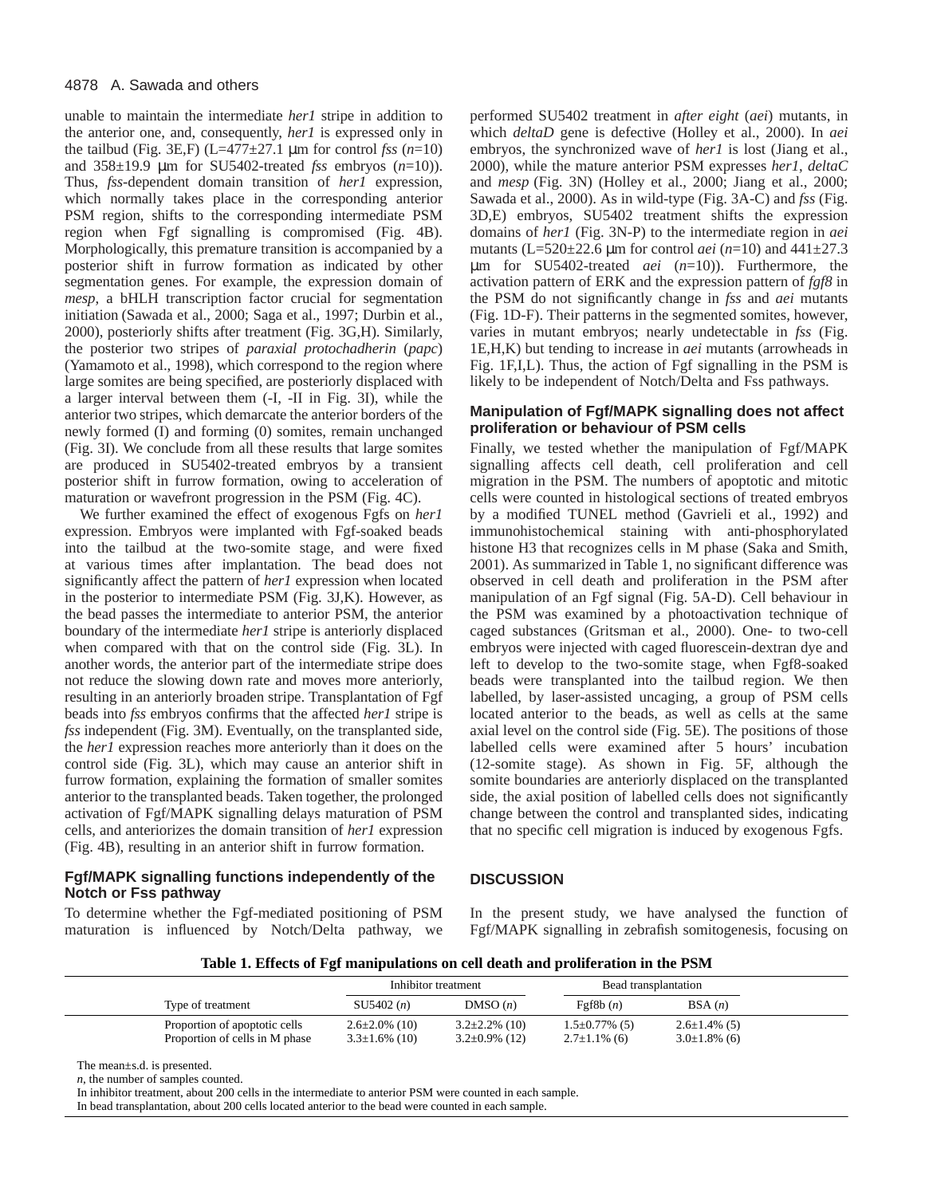unable to maintain the intermediate *her1* stripe in addition to the anterior one, and, consequently, *her1* is expressed only in the tailbud (Fig. 3E,F) (L=477±27.1 μm for control *fss* (*n*=10) and 358±19.9 μm for SU5402-treated *fss* embryos (*n*=10)). Thus, *fss*-dependent domain transition of *her1* expression, which normally takes place in the corresponding anterior PSM region, shifts to the corresponding intermediate PSM region when Fgf signalling is compromised (Fig. 4B). Morphologically, this premature transition is accompanied by a posterior shift in furrow formation as indicated by other segmentation genes. For example, the expression domain of *mesp*, a bHLH transcription factor crucial for segmentation initiation (Sawada et al., 2000; Saga et al., 1997; Durbin et al., 2000), posteriorly shifts after treatment (Fig. 3G,H). Similarly, the posterior two stripes of *paraxial protochadherin* (*papc*) (Yamamoto et al., 1998), which correspond to the region where large somites are being specified, are posteriorly displaced with a larger interval between them (-I, -II in Fig. 3I), while the anterior two stripes, which demarcate the anterior borders of the newly formed (I) and forming (0) somites, remain unchanged (Fig. 3I). We conclude from all these results that large somites are produced in SU5402-treated embryos by a transient posterior shift in furrow formation, owing to acceleration of maturation or wavefront progression in the PSM (Fig. 4C).

We further examined the effect of exogenous Fgfs on *her1* expression. Embryos were implanted with Fgf-soaked beads into the tailbud at the two-somite stage, and were fixed at various times after implantation. The bead does not significantly affect the pattern of *her1* expression when located in the posterior to intermediate PSM (Fig. 3J,K). However, as the bead passes the intermediate to anterior PSM, the anterior boundary of the intermediate *her1* stripe is anteriorly displaced when compared with that on the control side (Fig. 3L). In another words, the anterior part of the intermediate stripe does not reduce the slowing down rate and moves more anteriorly, resulting in an anteriorly broaden stripe. Transplantation of Fgf beads into *fss* embryos confirms that the affected *her1* stripe is *fss* independent (Fig. 3M). Eventually, on the transplanted side, the *her1* expression reaches more anteriorly than it does on the control side (Fig. 3L), which may cause an anterior shift in furrow formation, explaining the formation of smaller somites anterior to the transplanted beads. Taken together, the prolonged activation of Fgf/MAPK signalling delays maturation of PSM cells, and anteriorizes the domain transition of *her1* expression (Fig. 4B), resulting in an anterior shift in furrow formation.

### Fgf/MAPK signalling functions independently of the Notch or Fss pathway

To determine whether the Fgf-mediated positioning of PSM maturation is influenced by Notch/Delta pathway, we performed SU5402 treatment in *after eight* (*aei*) mutants, in which *deltaD* gene is defective (Holley et al., 2000). In *aei* embryos, the synchronized wave of *her1* is lost (Jiang et al., 2000), while the mature anterior PSM expresses *her1*, *deltaC* and *mesp* (Fig. 3N) (Holley et al., 2000; Jiang et al., 2000; Sawada et al., 2000). As in wild-type (Fig. 3A-C) and *fss* (Fig. 3D,E) embryos, SU5402 treatment shifts the expression domains of *her1* (Fig. 3N-P) to the intermediate region in *aei* mutants (L=520±22.6 μm for control *aei* (*n*=10) and 441±27.3 μm for SU5402-treated *aei* (*n*=10)). Furthermore, the activation pattern of ERK and the expression pattern of *fgf8* in the PSM do not significantly change in *fss* and *aei* mutants (Fig. 1D-F). Their patterns in the segmented somites, however, varies in mutant embryos; nearly undetectable in *fss* (Fig. 1E,H,K) but tending to increase in *aei* mutants (arrowheads in Fig. 1F,I,L). Thus, the action of Fgf signalling in the PSM is likely to be independent of Notch/Delta and Fss pathways.

### Manipulation of Fgf/MAPK signalling does not affect proliferation or behaviour of PSM cells

Finally, we tested whether the manipulation of Fgf/MAPK signalling affects cell death, cell proliferation and cell migration in the PSM. The numbers of apoptotic and mitotic cells were counted in histological sections of treated embryos by a modified TUNEL method (Gavrieli et al., 1992) and immunohistochemical staining with anti-phosphorylated histone H3 that recognizes cells in M phase (Saka and Smith, 2001). As summarized in Table 1, no significant difference was observed in cell death and proliferation in the PSM after manipulation of an Fgf signal (Fig. 5A-D). Cell behaviour in the PSM was examined by a photoactivation technique of caged substances (Gritsman et al., 2000). One- to two-cell embryos were injected with caged fluorescein-dextran dye and left to develop to the two-somite stage, when Fgf8-soaked beads were transplanted into the tailbud region. We then labelled, by laser-assisted uncaging, a group of PSM cells located anterior to the beads, as well as cells at the same axial level on the control side (Fig. 5E). The positions of those labelled cells were examined after 5 hours' incubation (12-somite stage). As shown in Fig. 5F, although the somite boundaries are anteriorly displaced on the transplanted side, the axial position of labelled cells does not significantly change between the control and transplanted sides, indicating that no specific cell migration is induced by exogenous Fgfs.

## DISCUSSION

In the present study, we have analysed the function of Fgf/MAPK signalling in zebrafish somitogenesis, focusing on

**Table 1. Effects of Fgf manipulations on cell death and proliferation in the PSM**

| | Inhibitor treatment | | Bead transplantation | |
|---|---|---|---|---|
| Type of treatment | SU5402 (*n*) | DMSO (*n*) | Fgf8b (*n*) | BSA (*n*) |
| Proportion of apoptotic cells | 2.6±2.0% (10) | 3.2±2.2% (10) | 1.5±0.77% (5) | 2.6±1.4% (5) |
| Proportion of cells in M phase | 3.3±1.6% (10) | 3.2±0.9% (12) | 2.7±1.1% (6) | 3.0±1.8% (6) |

The mean±s.d. is presented.
*n*, the number of samples counted.
In inhibitor treatment, about 200 cells in the intermediate to anterior PSM were counted in each sample.
In bead transplantation, about 200 cells located anterior to the bead were counted in each sample.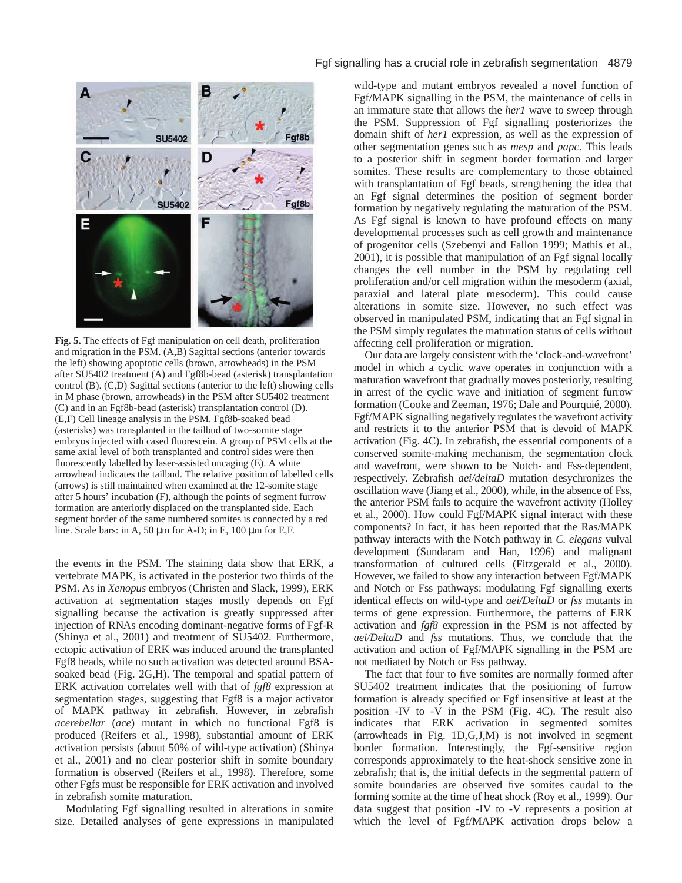**Fig. 5.** The effects of Fgf manipulation on cell death, proliferation and migration in the PSM. (A,B) Sagittal sections (anterior towards the left) showing apoptotic cells (brown, arrowheads) in the PSM after SU5402 treatment (A) and Fgf8b-bead (asterisk) transplantation control (B). (C,D) Sagittal sections (anterior to the left) showing cells in M phase (brown, arrowheads) in the PSM after SU5402 treatment (C) and in an Fgf8b-bead (asterisk) transplantation control (D). (E,F) Cell lineage analysis in the PSM. Fgf8b-soaked bead (asterisks) was transplanted in the tailbud of two-somite stage embryos injected with cased fluorescein. A group of PSM cells at the same axial level of both transplanted and control sides were then fluorescently labelled by laser-assisted uncaging (E). A white arrowhead indicates the tailbud. The relative position of labelled cells (arrows) is still maintained when examined at the 12-somite stage after 5 hours' incubation (F), although the points of segment furrow formation are anteriorly displaced on the transplanted side. Each segment border of the same numbered somites is connected by a red line. Scale bars: in A, 50 μm for A-D; in E, 100 μm for E,F.

the events in the PSM. The staining data show that ERK, a vertebrate MAPK, is activated in the posterior two thirds of the PSM. As in *Xenopus* embryos (Christen and Slack, 1999), ERK activation at segmentation stages mostly depends on Fgf signalling because the activation is greatly suppressed after injection of RNAs encoding dominant-negative forms of Fgf-R (Shinya et al., 2001) and treatment of SU5402. Furthermore, ectopic activation of ERK was induced around the transplanted Fgf8 beads, while no such activation was detected around BSA-soaked bead (Fig. 2G,H). The temporal and spatial pattern of ERK activation correlates well with that of *fgf8* expression at segmentation stages, suggesting that Fgf8 is a major activator of MAPK pathway in zebrafish. However, in zebrafish *acerebellar* (*ace*) mutant in which no functional Fgf8 is produced (Reifers et al., 1998), substantial amount of ERK activation persists (about 50% of wild-type activation) (Shinya et al., 2001) and no clear posterior shift in somite boundary formation is observed (Reifers et al., 1998). Therefore, some other Fgfs must be responsible for ERK activation and involved in zebrafish somite maturation.

Modulating Fgf signalling resulted in alterations in somite size. Detailed analyses of gene expressions in manipulated wild-type and mutant embryos revealed a novel function of Fgf/MAPK signalling in the PSM, the maintenance of cells in an immature state that allows the *her1* wave to sweep through the PSM. Suppression of Fgf signalling posteriorizes the domain shift of *her1* expression, as well as the expression of other segmentation genes such as *mesp* and *papc*. This leads to a posterior shift in segment border formation and larger somites. These results are complementary to those obtained with transplantation of Fgf beads, strengthening the idea that an Fgf signal determines the position of segment border formation by negatively regulating the maturation of the PSM. As Fgf signal is known to have profound effects on many developmental processes such as cell growth and maintenance of progenitor cells (Szebenyi and Fallon 1999; Mathis et al., 2001), it is possible that manipulation of an Fgf signal locally changes the cell number in the PSM by regulating cell proliferation and/or cell migration within the mesoderm (axial, paraxial and lateral plate mesoderm). This could cause alterations in somite size. However, no such effect was observed in manipulated PSM, indicating that an Fgf signal in the PSM simply regulates the maturation status of cells without affecting cell proliferation or migration.

Our data are largely consistent with the 'clock-and-wavefront' model in which a cyclic wave operates in conjunction with a maturation wavefront that gradually moves posteriorly, resulting in arrest of the cyclic wave and initiation of segment furrow formation (Cooke and Zeeman, 1976; Dale and Pourquié, 2000). Fgf/MAPK signalling negatively regulates the wavefront activity and restricts it to the anterior PSM that is devoid of MAPK activation (Fig. 4C). In zebrafish, the essential components of a conserved somite-making mechanism, the segmentation clock and wavefront, were shown to be Notch- and Fss-dependent, respectively. Zebrafish *aei/deltaD* mutation desychronizes the oscillation wave (Jiang et al., 2000), while, in the absence of Fss, the anterior PSM fails to acquire the wavefront activity (Holley et al., 2000). How could Fgf/MAPK signal interact with these components? In fact, it has been reported that the Ras/MAPK pathway interacts with the Notch pathway in *C. elegans* vulval development (Sundaram and Han, 1996) and malignant transformation of cultured cells (Fitzgerald et al., 2000). However, we failed to show any interaction between Fgf/MAPK and Notch or Fss pathways: modulating Fgf signalling exerts identical effects on wild-type and *aei/DeltaD* or *fss* mutants in terms of gene expression. Furthermore, the patterns of ERK activation and *fgf8* expression in the PSM is not affected by *aei/DeltaD* and *fss* mutations. Thus, we conclude that the activation and action of Fgf/MAPK signalling in the PSM are not mediated by Notch or Fss pathway.

The fact that four to five somites are normally formed after SU5402 treatment indicates that the positioning of furrow formation is already specified or Fgf insensitive at least at the position -IV to -V in the PSM (Fig. 4C). The result also indicates that ERK activation in segmented somites (arrowheads in Fig. 1D,G,J,M) is not involved in segment border formation. Interestingly, the Fgf-sensitive region corresponds approximately to the heat-shock sensitive zone in zebrafish; that is, the initial defects in the segmental pattern of somite boundaries are observed five somites caudal to the forming somite at the time of heat shock (Roy et al., 1999). Our data suggest that position -IV to -V represents a position at which the level of Fgf/MAPK activation drops below a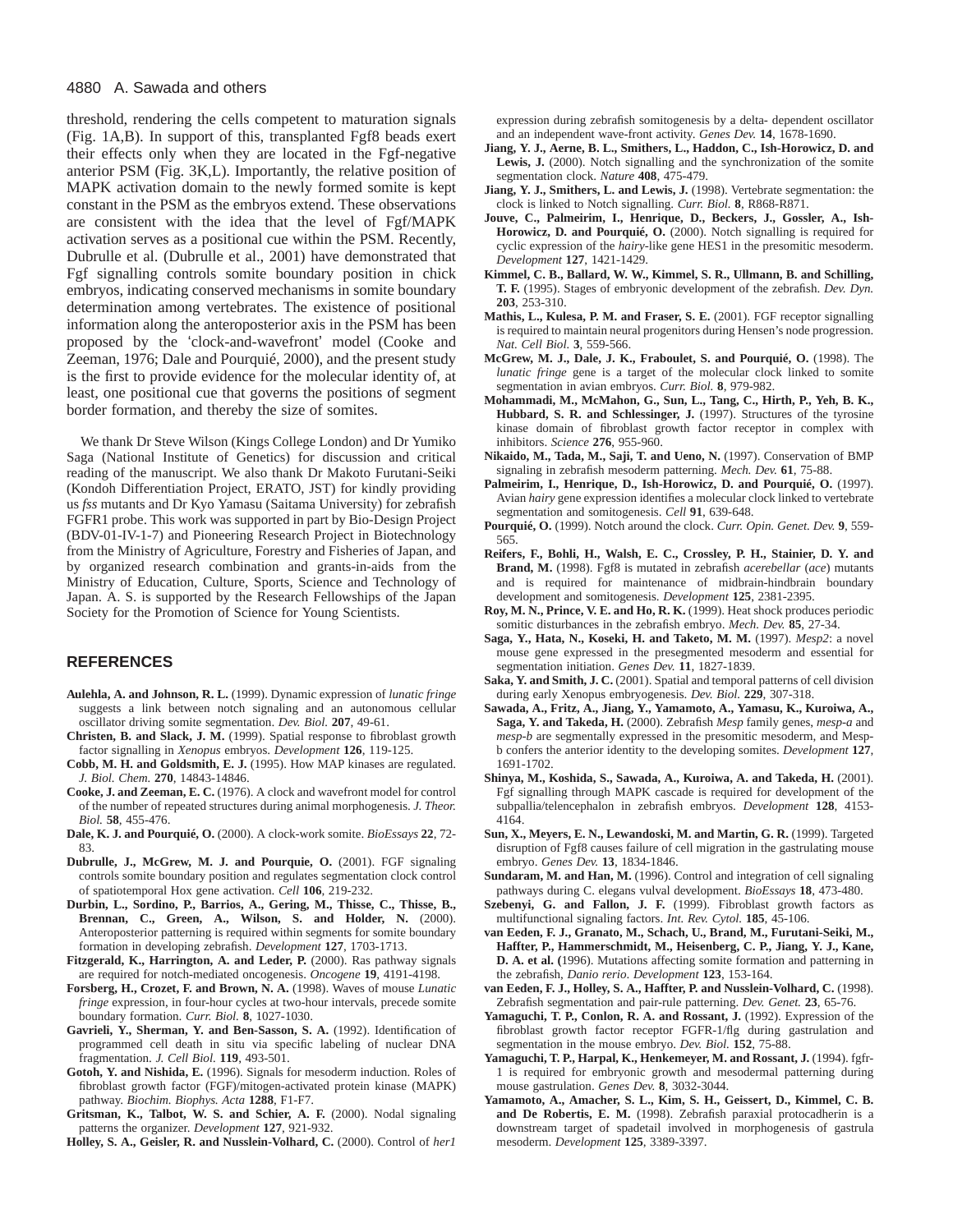threshold, rendering the cells competent to maturation signals (Fig. 1A,B). In support of this, transplanted Fgf8 beads exert their effects only when they are located in the Fgf-negative anterior PSM (Fig. 3K,L). Importantly, the relative position of MAPK activation domain to the newly formed somite is kept constant in the PSM as the embryos extend. These observations are consistent with the idea that the level of Fgf/MAPK activation serves as a positional cue within the PSM. Recently, Dubrulle et al. (Dubrulle et al., 2001) have demonstrated that Fgf signalling controls somite boundary position in chick embryos, indicating conserved mechanisms in somite boundary determination among vertebrates. The existence of positional information along the anteroposterior axis in the PSM has been proposed by the 'clock-and-wavefront' model (Cooke and Zeeman, 1976; Dale and Pourquié, 2000), and the present study is the first to provide evidence for the molecular identity of, at least, one positional cue that governs the positions of segment border formation, and thereby the size of somites.

We thank Dr Steve Wilson (Kings College London) and Dr Yumiko Saga (National Institute of Genetics) for discussion and critical reading of the manuscript. We also thank Dr Makoto Furutani-Seiki (Kondoh Differentiation Project, ERATO, JST) for kindly providing us *fss* mutants and Dr Kyo Yamasu (Saitama University) for zebrafish FGFR1 probe. This work was supported in part by Bio-Design Project (BDV-01-IV-1-7) and Pioneering Research Project in Biotechnology from the Ministry of Agriculture, Forestry and Fisheries of Japan, and by organized research combination and grants-in-aids from the Ministry of Education, Culture, Sports, Science and Technology of Japan. A. S. is supported by the Research Fellowships of the Japan Society for the Promotion of Science for Young Scientists.

## REFERENCES

**Aulehla, A. and Johnson, R. L.** (1999). Dynamic expression of *lunatic fringe* suggests a link between notch signaling and an autonomous cellular oscillator driving somite segmentation. *Dev. Biol.* **207**, 49-61.

**Christen, B. and Slack, J. M.** (1999). Spatial response to fibroblast growth factor signalling in *Xenopus* embryos. *Development* **126**, 119-125.

**Cobb, M. H. and Goldsmith, E. J.** (1995). How MAP kinases are regulated. *J. Biol. Chem.* **270**, 14843-14846.

**Cooke, J. and Zeeman, E. C.** (1976). A clock and wavefront model for control of the number of repeated structures during animal morphogenesis. *J. Theor. Biol.* **58**, 455-476.

**Dale, K. J. and Pourquié, O.** (2000). A clock-work somite. *BioEssays* **22**, 72-83.

**Dubrulle, J., McGrew, M. J. and Pourquie, O.** (2001). FGF signaling controls somite boundary position and regulates segmentation clock control of spatiotemporal Hox gene activation. *Cell* **106**, 219-232.

**Durbin, L., Sordino, P., Barrios, A., Gering, M., Thisse, C., Thisse, B., Brennan, C., Green, A., Wilson, S. and Holder, N.** (2000). Anteroposterior patterning is required within segments for somite boundary formation in developing zebrafish. *Development* **127**, 1703-1713.

**Fitzgerald, K., Harrington, A. and Leder, P.** (2000). Ras pathway signals are required for notch-mediated oncogenesis. *Oncogene* **19**, 4191-4198.

**Forsberg, H., Crozet, F. and Brown, N. A.** (1998). Waves of mouse *Lunatic fringe* expression, in four-hour cycles at two-hour intervals, precede somite boundary formation. *Curr. Biol.* **8**, 1027-1030.

**Gavrieli, Y., Sherman, Y. and Ben-Sasson, S. A.** (1992). Identification of programmed cell death in situ via specific labeling of nuclear DNA fragmentation. *J. Cell Biol.* **119**, 493-501.

**Gotoh, Y. and Nishida, E.** (1996). Signals for mesoderm induction. Roles of fibroblast growth factor (FGF)/mitogen-activated protein kinase (MAPK) pathway. *Biochim. Biophys. Acta* **1288**, F1-F7.

**Gritsman, K., Talbot, W. S. and Schier, A. F.** (2000). Nodal signaling patterns the organizer. *Development* **127**, 921-932.

**Holley, S. A., Geisler, R. and Nusslein-Volhard, C.** (2000). Control of *her1* expression during zebrafish somitogenesis by a delta- dependent oscillator and an independent wave-front activity. *Genes Dev.* **14**, 1678-1690.

**Jiang, Y. J., Aerne, B. L., Smithers, L., Haddon, C., Ish-Horowicz, D. and Lewis, J.** (2000). Notch signalling and the synchronization of the somite segmentation clock. *Nature* **408**, 475-479.

**Jiang, Y. J., Smithers, L. and Lewis, J.** (1998). Vertebrate segmentation: the clock is linked to Notch signalling. *Curr. Biol.* **8**, R868-R871.

**Jouve, C., Palmeirim, I., Henrique, D., Beckers, J., Gossler, A., Ish-Horowicz, D. and Pourquié, O.** (2000). Notch signalling is required for cyclic expression of the *hairy*-like gene HES1 in the presomitic mesoderm. *Development* **127**, 1421-1429.

**Kimmel, C. B., Ballard, W. W., Kimmel, S. R., Ullmann, B. and Schilling, T. F.** (1995). Stages of embryonic development of the zebrafish. *Dev. Dyn.* **203**, 253-310.

**Mathis, L., Kulesa, P. M. and Fraser, S. E.** (2001). FGF receptor signalling is required to maintain neural progenitors during Hensen's node progression. *Nat. Cell Biol.* **3**, 559-566.

**McGrew, M. J., Dale, J. K., Fraboulet, S. and Pourquié, O.** (1998). The *lunatic fringe* gene is a target of the molecular clock linked to somite segmentation in avian embryos. *Curr. Biol.* **8**, 979-982.

**Mohammadi, M., McMahon, G., Sun, L., Tang, C., Hirth, P., Yeh, B. K., Hubbard, S. R. and Schlessinger, J.** (1997). Structures of the tyrosine kinase domain of fibroblast growth factor receptor in complex with inhibitors. *Science* **276**, 955-960.

**Nikaido, M., Tada, M., Saji, T. and Ueno, N.** (1997). Conservation of BMP signaling in zebrafish mesoderm patterning. *Mech. Dev.* **61**, 75-88.

**Palmeirim, I., Henrique, D., Ish-Horowicz, D. and Pourquié, O.** (1997). Avian *hairy* gene expression identifies a molecular clock linked to vertebrate segmentation and somitogenesis. *Cell* **91**, 639-648.

**Pourquié, O.** (1999). Notch around the clock. *Curr. Opin. Genet. Dev.* **9**, 559-565.

**Reifers, F., Bohli, H., Walsh, E. C., Crossley, P. H., Stainier, D. Y. and Brand, M.** (1998). Fgf8 is mutated in zebrafish *acerebellar* (*ace*) mutants and is required for maintenance of midbrain-hindbrain boundary development and somitogenesis. *Development* **125**, 2381-2395.

**Roy, M. N., Prince, V. E. and Ho, R. K.** (1999). Heat shock produces periodic somitic disturbances in the zebrafish embryo. *Mech. Dev.* **85**, 27-34.

**Saga, Y., Hata, N., Koseki, H. and Taketo, M. M.** (1997). *Mesp2*: a novel mouse gene expressed in the presegmented mesoderm and essential for segmentation initiation. *Genes Dev.* **11**, 1827-1839.

**Saka, Y. and Smith, J. C.** (2001). Spatial and temporal patterns of cell division during early Xenopus embryogenesis. *Dev. Biol.* **229**, 307-318.

**Sawada, A., Fritz, A., Jiang, Y., Yamamoto, A., Yamasu, K., Kuroiwa, A., Saga, Y. and Takeda, H.** (2000). Zebrafish *Mesp* family genes, *mesp-a* and *mesp-b* are segmentally expressed in the presomitic mesoderm, and Mesp-b confers the anterior identity to the developing somites. *Development* **127**, 1691-1702.

**Shinya, M., Koshida, S., Sawada, A., Kuroiwa, A. and Takeda, H.** (2001). Fgf signalling through MAPK cascade is required for development of the subpallia/telencephalon in zebrafish embryos. *Development* **128**, 4153-4164.

**Sun, X., Meyers, E. N., Lewandoski, M. and Martin, G. R.** (1999). Targeted disruption of Fgf8 causes failure of cell migration in the gastrulating mouse embryo. *Genes Dev.* **13**, 1834-1846.

**Sundaram, M. and Han, M.** (1996). Control and integration of cell signaling pathways during C. elegans vulval development. *BioEssays* **18**, 473-480.

**Szebenyi, G. and Fallon, J. F.** (1999). Fibroblast growth factors as multifunctional signaling factors. *Int. Rev. Cytol.* **185**, 45-106.

**van Eeden, F. J., Granato, M., Schach, U., Brand, M., Furutani-Seiki, M., Haffter, P., Hammerschmidt, M., Heisenberg, C. P., Jiang, Y. J., Kane, D. A. et al. (**1996). Mutations affecting somite formation and patterning in the zebrafish, *Danio rerio*. *Development* **123**, 153-164.

**van Eeden, F. J., Holley, S. A., Haffter, P. and Nusslein-Volhard, C.** (1998). Zebrafish segmentation and pair-rule patterning. *Dev. Genet.* **23**, 65-76.

**Yamaguchi, T. P., Conlon, R. A. and Rossant, J.** (1992). Expression of the fibroblast growth factor receptor FGFR-1/flg during gastrulation and segmentation in the mouse embryo. *Dev. Biol.* **152**, 75-88.

**Yamaguchi, T. P., Harpal, K., Henkemeyer, M. and Rossant, J.** (1994). fgfr-1 is required for embryonic growth and mesodermal patterning during mouse gastrulation. *Genes Dev.* **8**, 3032-3044.

**Yamamoto, A., Amacher, S. L., Kim, S. H., Geissert, D., Kimmel, C. B. and De Robertis, E. M.** (1998). Zebrafish paraxial protocadherin is a downstream target of spadetail involved in morphogenesis of gastrula mesoderm. *Development* **125**, 3389-3397.